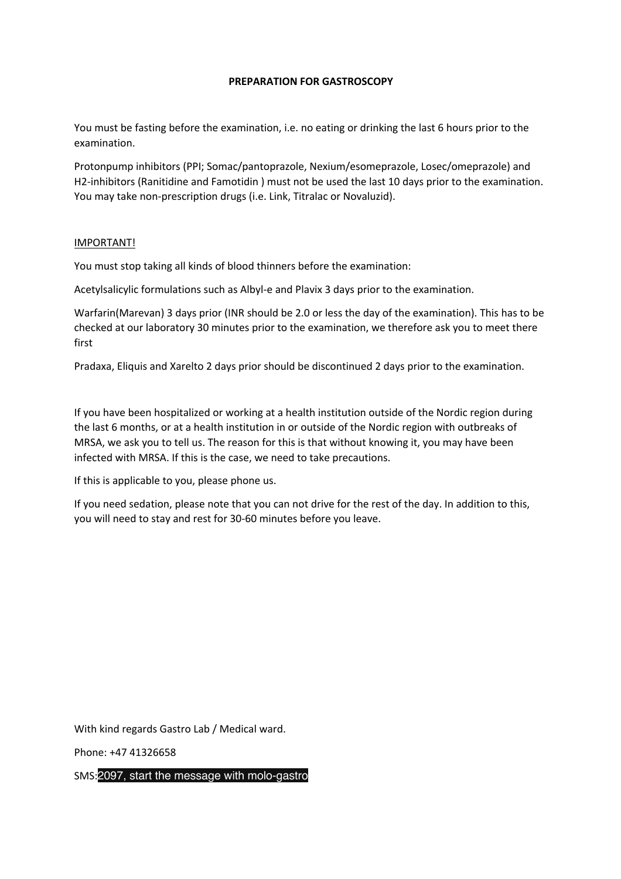# PREPARATION FOR GASTROSCOPY

You must be fasting before the examination, i.e. no eating or drinking the last 6 hours prior to the examination.

Protonpump inhibitors (PPI; Somac/pantoprazole, Nexium/esomeprazole, Losec/omeprazole) and H2-inhibitors (Ranitidine and Famotidin ) must not be used the last 10 days prior to the examination. You may take non-prescription drugs (i.e. Link, Titralac or Novaluzid).

<u>IMPORTANT!</u>

You must stop taking all kinds of blood thinners before the examination:

Acetylsalicylic formulations such as Albyl-e and Plavix 3 days prior to the examination.

Warfarin(Marevan) 3 days prior (INR should be 2.0 or less the day of the examination). This has to be checked at our laboratory 30 minutes prior to the examination, we therefore ask you to meet there first

Pradaxa, Eliquis and Xarelto 2 days prior should be discontinued 2 days prior to the examination.

If you have been hospitalized or working at a health institution outside of the Nordic region during the last 6 months, or at a health institution in or outside of the Nordic region with outbreaks of MRSA, we ask you to tell us. The reason for this is that without knowing it, you may have been infected with MRSA. If this is the case, we need to take precautions.

If this is applicable to you, please phone us.

If you need sedation, please note that you can not drive for the rest of the day. In addition to this, you will need to stay and rest for 30-60 minutes before you leave.

With kind regards Gastro Lab / Medical ward.

Phone: +47 41326658

SMS:2097, start the message with molo-gastro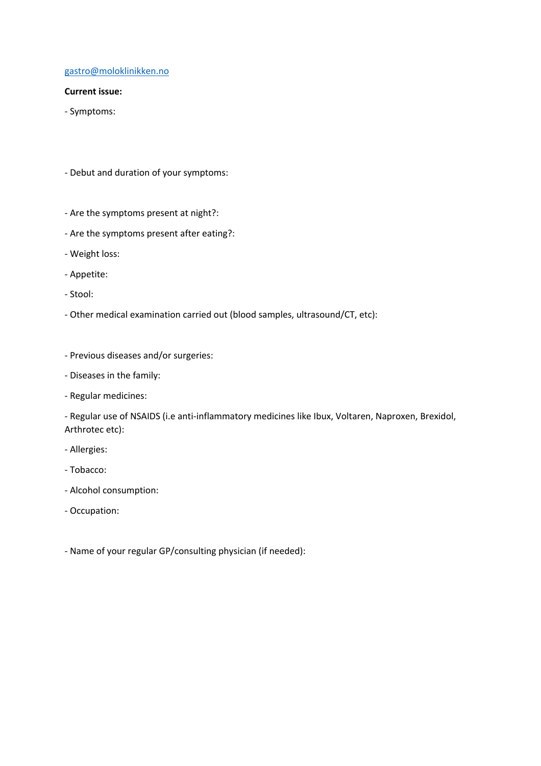gastro@moloklinikken.no

**Current issue:**

- Symptoms:

- Debut and duration of your symptoms:

- Are the symptoms present at night?:

- Are the symptoms present after eating?:

- Weight loss:

- Appetite:

- Stool:

- Other medical examination carried out (blood samples, ultrasound/CT, etc):

- Previous diseases and/or surgeries:

- Diseases in the family:

- Regular medicines:

- Regular use of NSAIDS (i.e anti-inflammatory medicines like Ibux, Voltaren, Naproxen, Brexidol, Arthrotec etc):

- Allergies:

- Tobacco:

- Alcohol consumption:

- Occupation:

- Name of your regular GP/consulting physician (if needed):